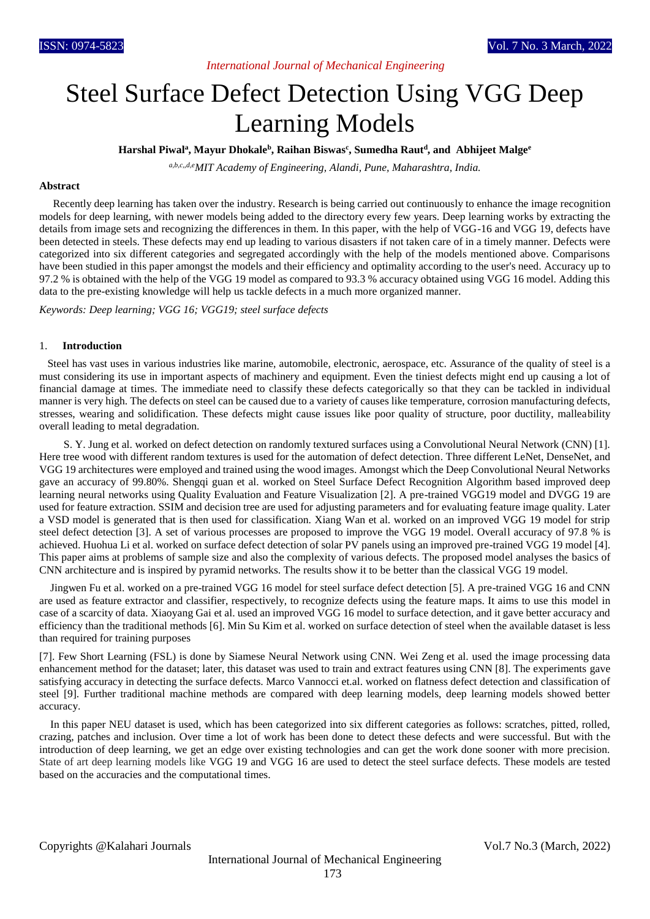# Steel Surface Defect Detection Using VGG Deep Learning Models

**Harshal Piwal[a], Mayur Dhokale[b], Raihan Biswas[c], Sumedha Raut[d], and Abhijeet Malge[e]**

*[a,b,c,,d,e]MIT Academy of Engineering, Alandi, Pune, Maharashtra, India.*

## Abstract

Recently deep learning has taken over the industry. Research is being carried out continuously to enhance the image recognition models for deep learning, with newer models being added to the directory every few years. Deep learning works by extracting the details from image sets and recognizing the differences in them. In this paper, with the help of VGG-16 and VGG 19, defects have been detected in steels. These defects may end up leading to various disasters if not taken care of in a timely manner. Defects were categorized into six different categories and segregated accordingly with the help of the models mentioned above. Comparisons have been studied in this paper amongst the models and their efficiency and optimality according to the user's need. Accuracy up to 97.2 % is obtained with the help of the VGG 19 model as compared to 93.3 % accuracy obtained using VGG 16 model. Adding this data to the pre-existing knowledge will help us tackle defects in a much more organized manner.

*Keywords: Deep learning; VGG 16; VGG19; steel surface defects*

## 1. Introduction

Steel has vast uses in various industries like marine, automobile, electronic, aerospace, etc. Assurance of the quality of steel is a must considering its use in important aspects of machinery and equipment. Even the tiniest defects might end up causing a lot of financial damage at times. The immediate need to classify these defects categorically so that they can be tackled in individual manner is very high. The defects on steel can be caused due to a variety of causes like temperature, corrosion manufacturing defects, stresses, wearing and solidification. These defects might cause issues like poor quality of structure, poor ductility, malleability overall leading to metal degradation.

S. Y. Jung et al. worked on defect detection on randomly textured surfaces using a Convolutional Neural Network (CNN) [1]. Here tree wood with different random textures is used for the automation of defect detection. Three different LeNet, DenseNet, and VGG 19 architectures were employed and trained using the wood images. Amongst which the Deep Convolutional Neural Networks gave an accuracy of 99.80%. Shengqi guan et al. worked on Steel Surface Defect Recognition Algorithm based improved deep learning neural networks using Quality Evaluation and Feature Visualization [2]. A pre-trained VGG19 model and DVGG 19 are used for feature extraction. SSIM and decision tree are used for adjusting parameters and for evaluating feature image quality. Later a VSD model is generated that is then used for classification. Xiang Wan et al. worked on an improved VGG 19 model for strip steel defect detection [3]. A set of various processes are proposed to improve the VGG 19 model. Overall accuracy of 97.8 % is achieved. Huohua Li et al. worked on surface defect detection of solar PV panels using an improved pre-trained VGG 19 model [4]. This paper aims at problems of sample size and also the complexity of various defects. The proposed model analyses the basics of CNN architecture and is inspired by pyramid networks. The results show it to be better than the classical VGG 19 model.

Jingwen Fu et al. worked on a pre-trained VGG 16 model for steel surface defect detection [5]. A pre-trained VGG 16 and CNN are used as feature extractor and classifier, respectively, to recognize defects using the feature maps. It aims to use this model in case of a scarcity of data. Xiaoyang Gai et al. used an improved VGG 16 model to surface detection, and it gave better accuracy and efficiency than the traditional methods [6]. Min Su Kim et al. worked on surface detection of steel when the available dataset is less than required for training purposes [7]. Few Short Learning (FSL) is done by Siamese Neural Network using CNN. Wei Zeng et al. used the image processing data enhancement method for the dataset; later, this dataset was used to train and extract features using CNN [8]. The experiments gave satisfying accuracy in detecting the surface defects. Marco Vannocci et.al. worked on flatness defect detection and classification of steel [9]. Further traditional machine methods are compared with deep learning models, deep learning models showed better accuracy.

In this paper NEU dataset is used, which has been categorized into six different categories as follows: scratches, pitted, rolled, crazing, patches and inclusion. Over time a lot of work has been done to detect these defects and were successful. But with the introduction of deep learning, we get an edge over existing technologies and can get the work done sooner with more precision. State of art deep learning models like VGG 19 and VGG 16 are used to detect the steel surface defects. These models are tested based on the accuracies and the computational times.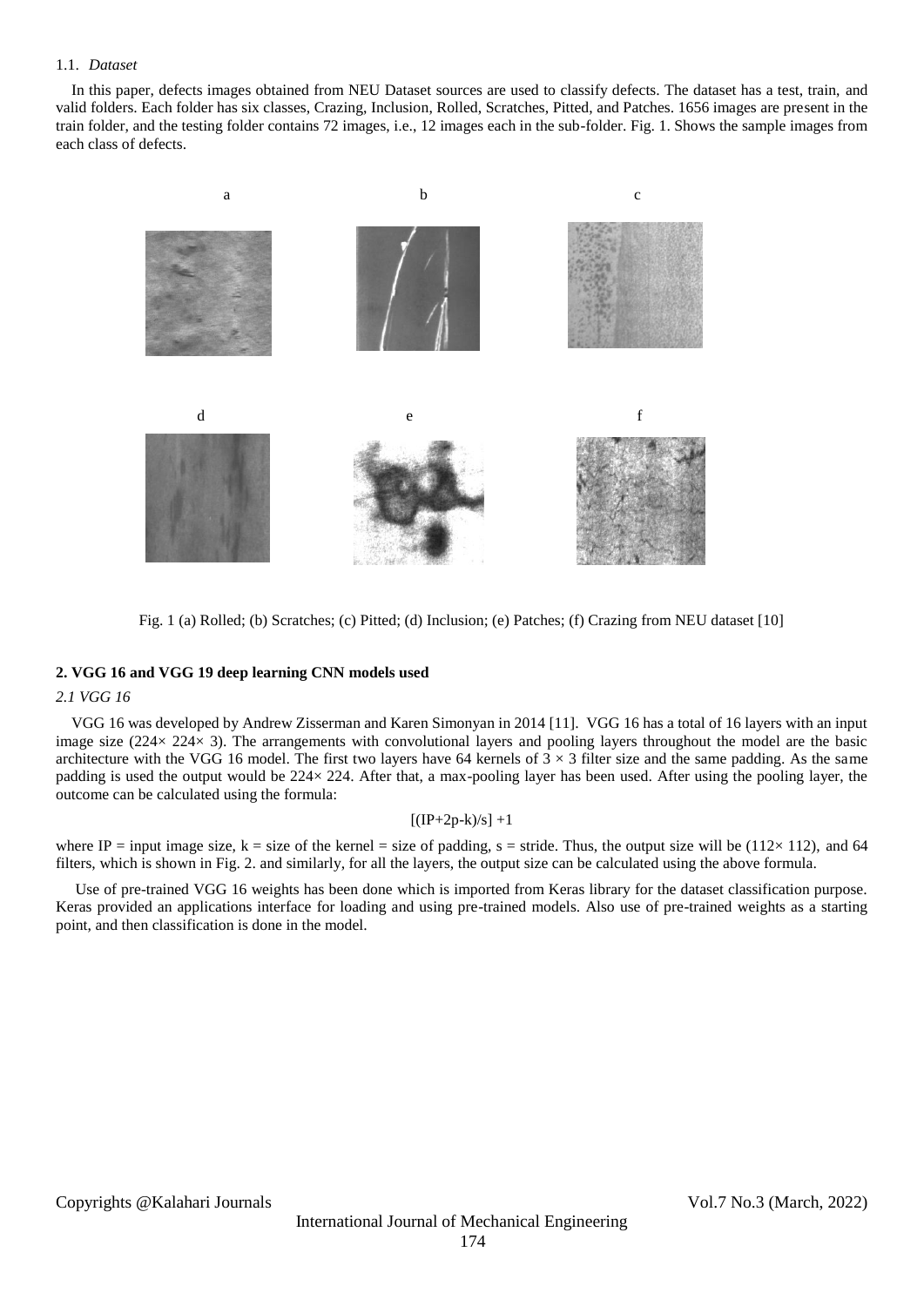### 1.1. *Dataset*

In this paper, defects images obtained from NEU Dataset sources are used to classify defects. The dataset has a test, train, and valid folders. Each folder has six classes, Crazing, Inclusion, Rolled, Scratches, Pitted, and Patches. 1656 images are present in the train folder, and the testing folder contains 72 images, i.e., 12 images each in the sub-folder. Fig. 1. Shows the sample images from each class of defects.

Fig. 1 (a) Rolled; (b) Scratches; (c) Pitted; (d) Inclusion; (e) Patches; (f) Crazing from NEU dataset [10]

## 2. VGG 16 and VGG 19 deep learning CNN models used

### *2.1 VGG 16*

VGG 16 was developed by Andrew Zisserman and Karen Simonyan in 2014 [11]. VGG 16 has a total of 16 layers with an input image size ($224\times 224\times 3$). The arrangements with convolutional layers and pooling layers throughout the model are the basic architecture with the VGG 16 model. The first two layers have 64 kernels of $3 \times 3$ filter size and the same padding. As the same padding is used the output would be $224\times 224$. After that, a max-pooling layer has been used. After using the pooling layer, the outcome can be calculated using the formula:

$$[(IP+2p-k)/s] +1$$

where IP = input image size, k = size of the kernel = size of padding, s = stride. Thus, the output size will be ($112\times 112$), and 64 filters, which is shown in Fig. 2. and similarly, for all the layers, the output size can be calculated using the above formula.

Use of pre-trained VGG 16 weights has been done which is imported from Keras library for the dataset classification purpose. Keras provided an applications interface for loading and using pre-trained models. Also use of pre-trained weights as a starting point, and then classification is done in the model.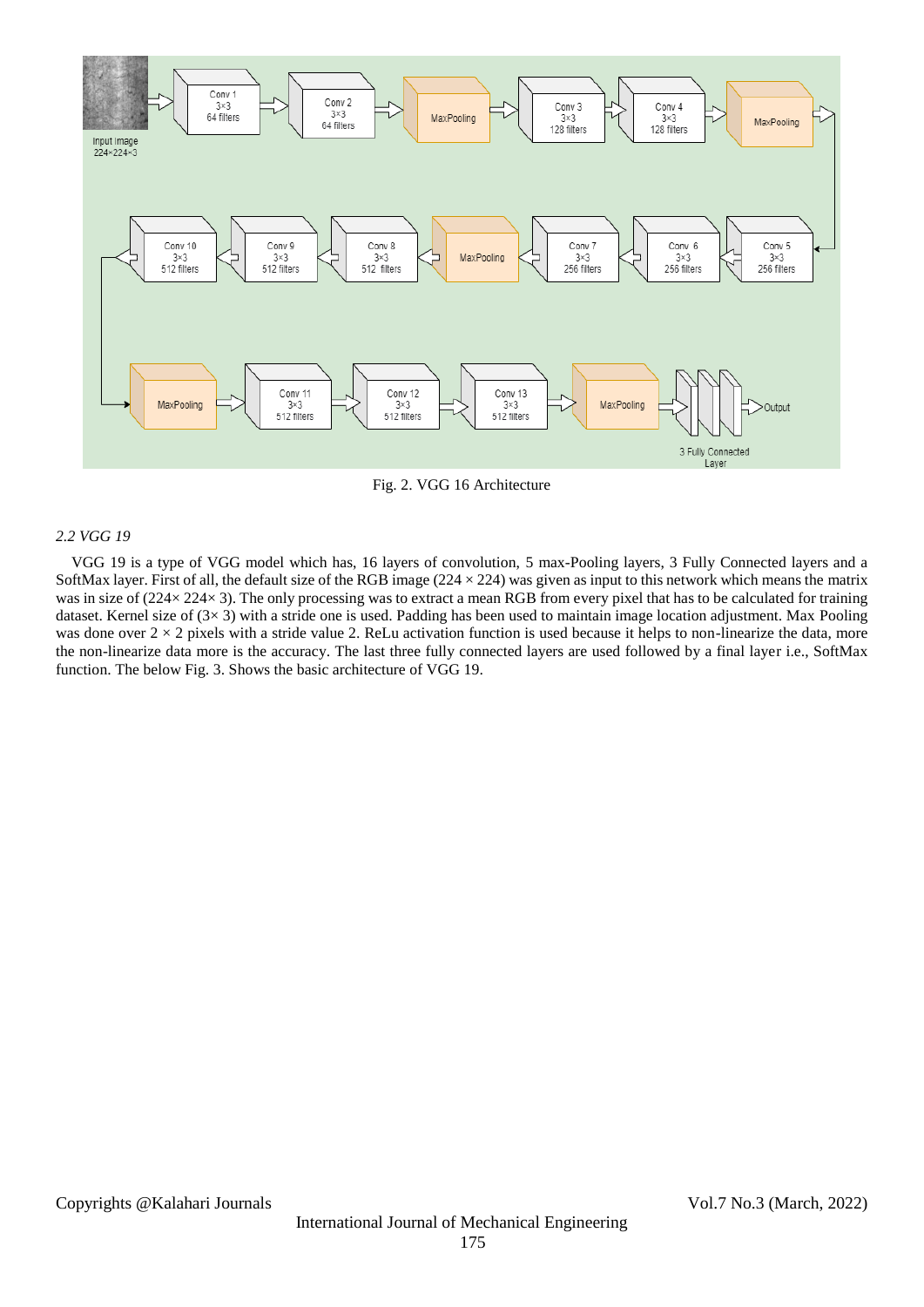Fig. 2. VGG 16 Architecture

*2.2 VGG 19*

VGG 19 is a type of VGG model which has, 16 layers of convolution, 5 max-Pooling layers, 3 Fully Connected layers and a SoftMax layer. First of all, the default size of the RGB image ($224 \times 224$) was given as input to this network which means the matrix was in size of ($224\times 224\times 3$). The only processing was to extract a mean RGB from every pixel that has to be calculated for training dataset. Kernel size of ($3\times 3$) with a stride one is used. Padding has been used to maintain image location adjustment. Max Pooling was done over $2 \times 2$ pixels with a stride value 2. ReLu activation function is used because it helps to non-linearize the data, more the non-linearize data more is the accuracy. The last three fully connected layers are used followed by a final layer i.e., SoftMax function. The below Fig. 3. Shows the basic architecture of VGG 19.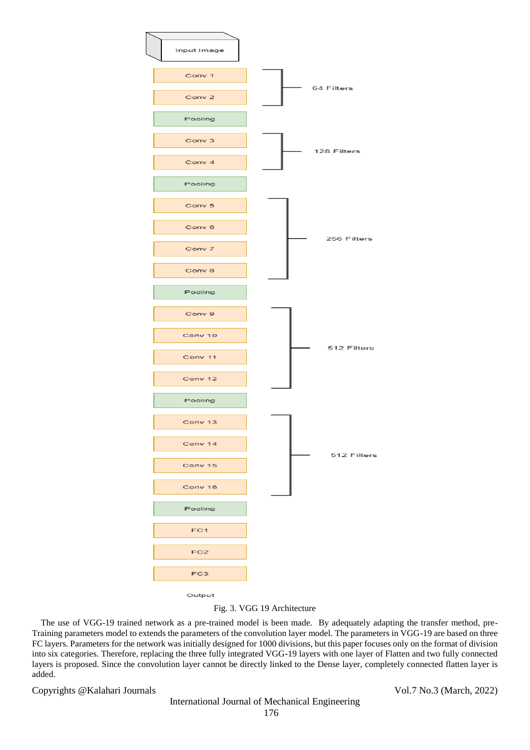Fig. 3. VGG 19 Architecture

The use of VGG-19 trained network as a pre-trained model is been made. By adequately adapting the transfer method, pre-Training parameters model to extends the parameters of the convolution layer model. The parameters in VGG-19 are based on three FC layers. Parameters for the network was initially designed for 1000 divisions, but this paper focuses only on the format of division into six categories. Therefore, replacing the three fully integrated VGG-19 layers with one layer of Flatten and two fully connected layers is proposed. Since the convolution layer cannot be directly linked to the Dense layer, completely connected flatten layer is added.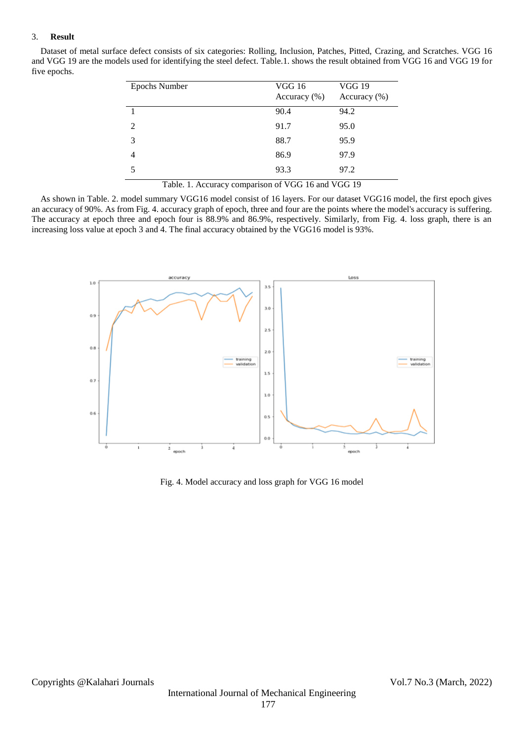## 3. Result

Dataset of metal surface defect consists of six categories: Rolling, Inclusion, Patches, Pitted, Crazing, and Scratches. VGG 16 and VGG 19 are the models used for identifying the steel defect. Table.1. shows the result obtained from VGG 16 and VGG 19 for five epochs.

| Epochs Number | VGG 16 Accuracy (%) | VGG 19 Accuracy (%) |
|---|---|---|
| 1 | 90.4 | 94.2 |
| 2 | 91.7 | 95.0 |
| 3 | 88.7 | 95.9 |
| 4 | 86.9 | 97.9 |
| 5 | 93.3 | 97.2 |

Table. 1. Accuracy comparison of VGG 16 and VGG 19

As shown in Table. 2. model summary VGG16 model consist of 16 layers. For our dataset VGG16 model, the first epoch gives an accuracy of 90%. As from Fig. 4. accuracy graph of epoch, three and four are the points where the model's accuracy is suffering. The accuracy at epoch three and epoch four is 88.9% and 86.9%, respectively. Similarly, from Fig. 4. loss graph, there is an increasing loss value at epoch 3 and 4. The final accuracy obtained by the VGG16 model is 93%.

Fig. 4. Model accuracy and loss graph for VGG 16 model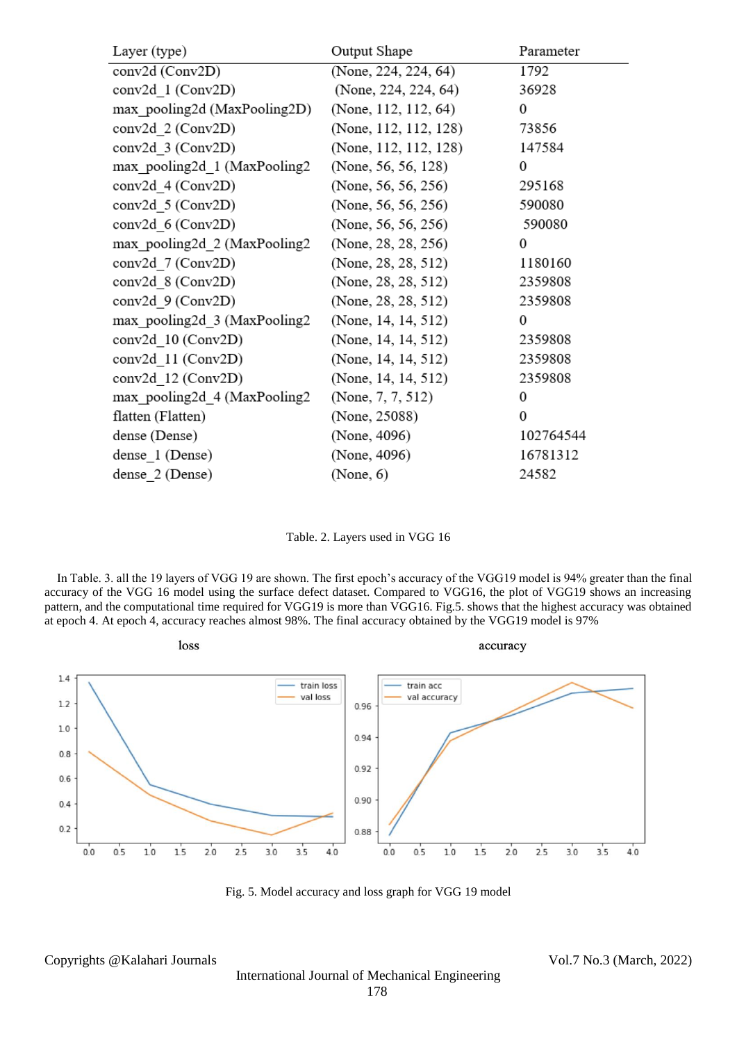| Layer (type) | Output Shape | Parameter |
|---|---|---|
| conv2d (Conv2D) | (None, 224, 224, 64) | 1792 |
| conv2d_1 (Conv2D) | (None, 224, 224, 64) | 36928 |
| max_pooling2d (MaxPooling2D) | (None, 112, 112, 64) | 0 |
| conv2d_2 (Conv2D) | (None, 112, 112, 128) | 73856 |
| conv2d_3 (Conv2D) | (None, 112, 112, 128) | 147584 |
| max_pooling2d_1 (MaxPooling2 | (None, 56, 56, 128) | 0 |
| conv2d_4 (Conv2D) | (None, 56, 56, 256) | 295168 |
| conv2d_5 (Conv2D) | (None, 56, 56, 256) | 590080 |
| conv2d_6 (Conv2D) | (None, 56, 56, 256) | 590080 |
| max_pooling2d_2 (MaxPooling2 | (None, 28, 28, 256) | 0 |
| conv2d_7 (Conv2D) | (None, 28, 28, 512) | 1180160 |
| conv2d_8 (Conv2D) | (None, 28, 28, 512) | 2359808 |
| conv2d_9 (Conv2D) | (None, 28, 28, 512) | 2359808 |
| max_pooling2d_3 (MaxPooling2 | (None, 14, 14, 512) | 0 |
| conv2d_10 (Conv2D) | (None, 14, 14, 512) | 2359808 |
| conv2d_11 (Conv2D) | (None, 14, 14, 512) | 2359808 |
| conv2d_12 (Conv2D) | (None, 14, 14, 512) | 2359808 |
| max_pooling2d_4 (MaxPooling2 | (None, 7, 7, 512) | 0 |
| flatten (Flatten) | (None, 25088) | 0 |
| dense (Dense) | (None, 4096) | 102764544 |
| dense_1 (Dense) | (None, 4096) | 16781312 |
| dense_2 (Dense) | (None, 6) | 24582 |

Table. 2. Layers used in VGG 16

In Table. 3. all the 19 layers of VGG 19 are shown. The first epoch's accuracy of the VGG19 model is 94% greater than the final accuracy of the VGG 16 model using the surface defect dataset. Compared to VGG16, the plot of VGG19 shows an increasing pattern, and the computational time required for VGG19 is more than VGG16. Fig.5. shows that the highest accuracy was obtained at epoch 4. At epoch 4, accuracy reaches almost 98%. The final accuracy obtained by the VGG19 model is 97%

Fig. 5. Model accuracy and loss graph for VGG 19 model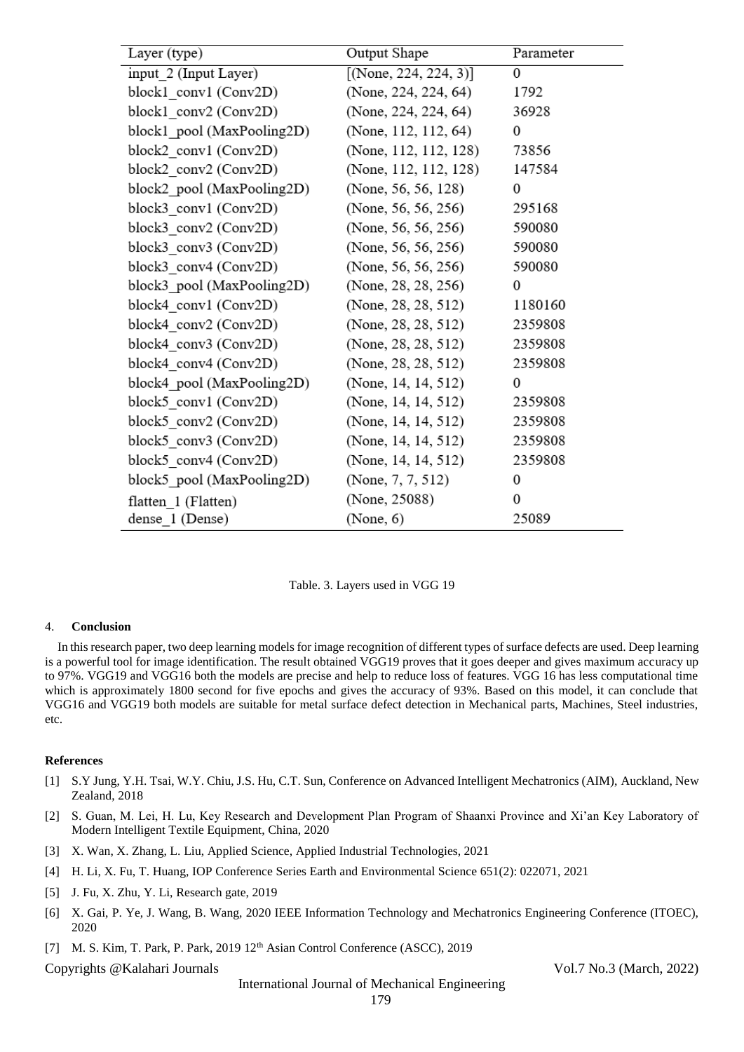| Layer (type) | Output Shape | Parameter |
| --- | --- | --- |
| input_2 (Input Layer) | [(None, 224, 224, 3)] | 0 |
| block1_conv1 (Conv2D) | (None, 224, 224, 64) | 1792 |
| block1_conv2 (Conv2D) | (None, 224, 224, 64) | 36928 |
| block1_pool (MaxPooling2D) | (None, 112, 112, 64) | 0 |
| block2_conv1 (Conv2D) | (None, 112, 112, 128) | 73856 |
| block2_conv2 (Conv2D) | (None, 112, 112, 128) | 147584 |
| block2_pool (MaxPooling2D) | (None, 56, 56, 128) | 0 |
| block3_conv1 (Conv2D) | (None, 56, 56, 256) | 295168 |
| block3_conv2 (Conv2D) | (None, 56, 56, 256) | 590080 |
| block3_conv3 (Conv2D) | (None, 56, 56, 256) | 590080 |
| block3_conv4 (Conv2D) | (None, 56, 56, 256) | 590080 |
| block3_pool (MaxPooling2D) | (None, 28, 28, 256) | 0 |
| block4_conv1 (Conv2D) | (None, 28, 28, 512) | 1180160 |
| block4_conv2 (Conv2D) | (None, 28, 28, 512) | 2359808 |
| block4_conv3 (Conv2D) | (None, 28, 28, 512) | 2359808 |
| block4_conv4 (Conv2D) | (None, 28, 28, 512) | 2359808 |
| block4_pool (MaxPooling2D) | (None, 14, 14, 512) | 0 |
| block5_conv1 (Conv2D) | (None, 14, 14, 512) | 2359808 |
| block5_conv2 (Conv2D) | (None, 14, 14, 512) | 2359808 |
| block5_conv3 (Conv2D) | (None, 14, 14, 512) | 2359808 |
| block5_conv4 (Conv2D) | (None, 14, 14, 512) | 2359808 |
| block5_pool (MaxPooling2D) | (None, 7, 7, 512) | 0 |
| flatten_1 (Flatten) | (None, 25088) | 0 |
| dense_1 (Dense) | (None, 6) | 25089 |

Table. 3. Layers used in VGG 19

## 4. Conclusion

In this research paper, two deep learning models for image recognition of different types of surface defects are used. Deep learning is a powerful tool for image identification. The result obtained VGG19 proves that it goes deeper and gives maximum accuracy up to 97%. VGG19 and VGG16 both the models are precise and help to reduce loss of features. VGG 16 has less computational time which is approximately 1800 second for five epochs and gives the accuracy of 93%. Based on this model, it can conclude that VGG16 and VGG19 both models are suitable for metal surface defect detection in Mechanical parts, Machines, Steel industries, etc.

## References

[1] S.Y Jung, Y.H. Tsai, W.Y. Chiu, J.S. Hu, C.T. Sun, Conference on Advanced Intelligent Mechatronics (AIM), Auckland, New Zealand, 2018

[2] S. Guan, M. Lei, H. Lu, Key Research and Development Plan Program of Shaanxi Province and Xi'an Key Laboratory of Modern Intelligent Textile Equipment, China, 2020

[3] X. Wan, X. Zhang, L. Liu, Applied Science, Applied Industrial Technologies, 2021

[4] H. Li, X. Fu, T. Huang, IOP Conference Series Earth and Environmental Science 651(2): 022071, 2021

[5] J. Fu, X. Zhu, Y. Li, Research gate, 2019

[6] X. Gai, P. Ye, J. Wang, B. Wang, 2020 IEEE Information Technology and Mechatronics Engineering Conference (ITOEC), 2020

[7] M. S. Kim, T. Park, P. Park, 2019 12th Asian Control Conference (ASCC), 2019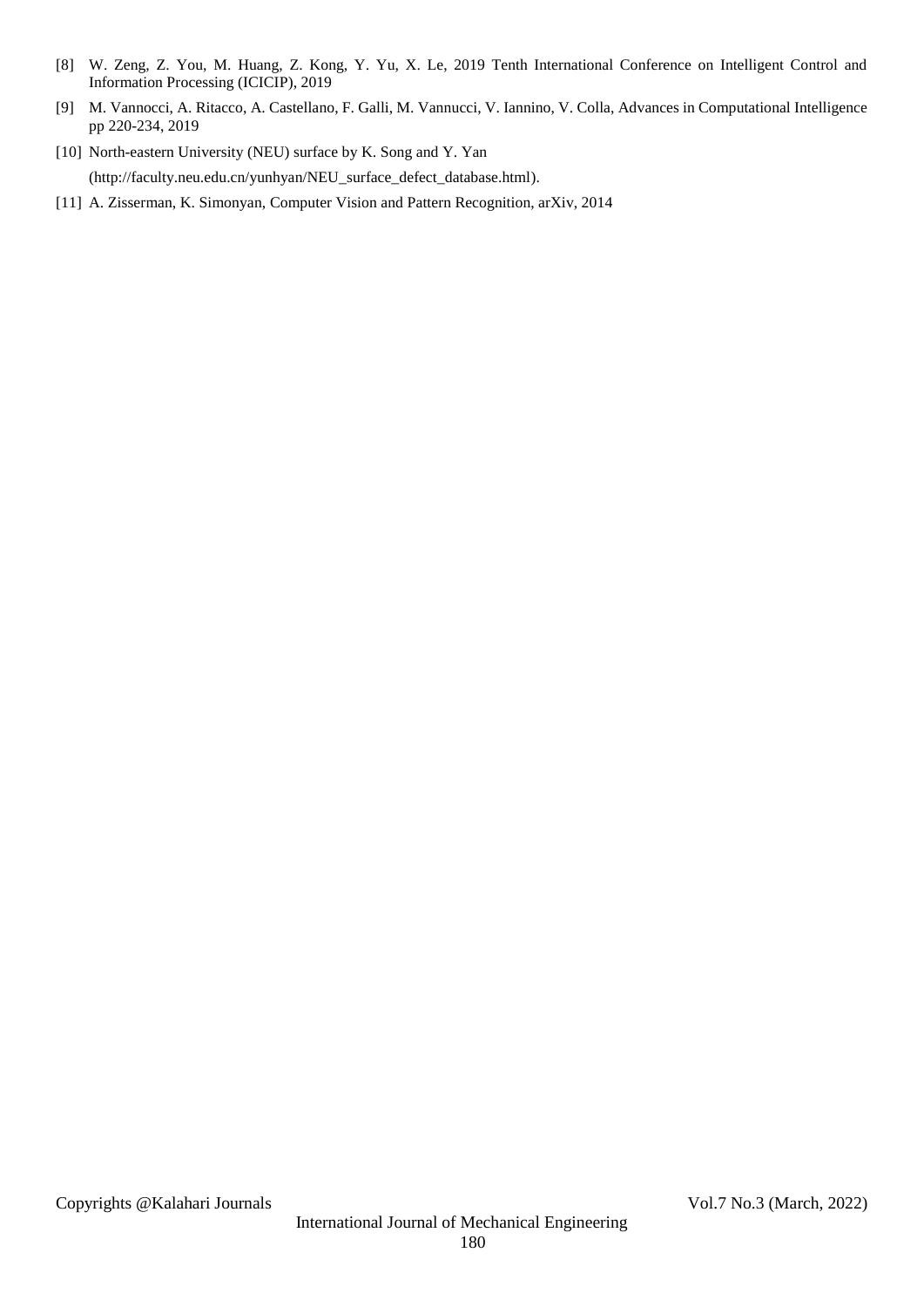[8] W. Zeng, Z. You, M. Huang, Z. Kong, Y. Yu, X. Le, 2019 Tenth International Conference on Intelligent Control and Information Processing (ICICIP), 2019

[9] M. Vannocci, A. Ritacco, A. Castellano, F. Galli, M. Vannucci, V. Iannino, V. Colla, Advances in Computational Intelligence pp 220-234, 2019

[10] North-eastern University (NEU) surface by K. Song and Y. Yan (http://faculty.neu.edu.cn/yunhyan/NEU_surface_defect_database.html).

[11] A. Zisserman, K. Simonyan, Computer Vision and Pattern Recognition, arXiv, 2014